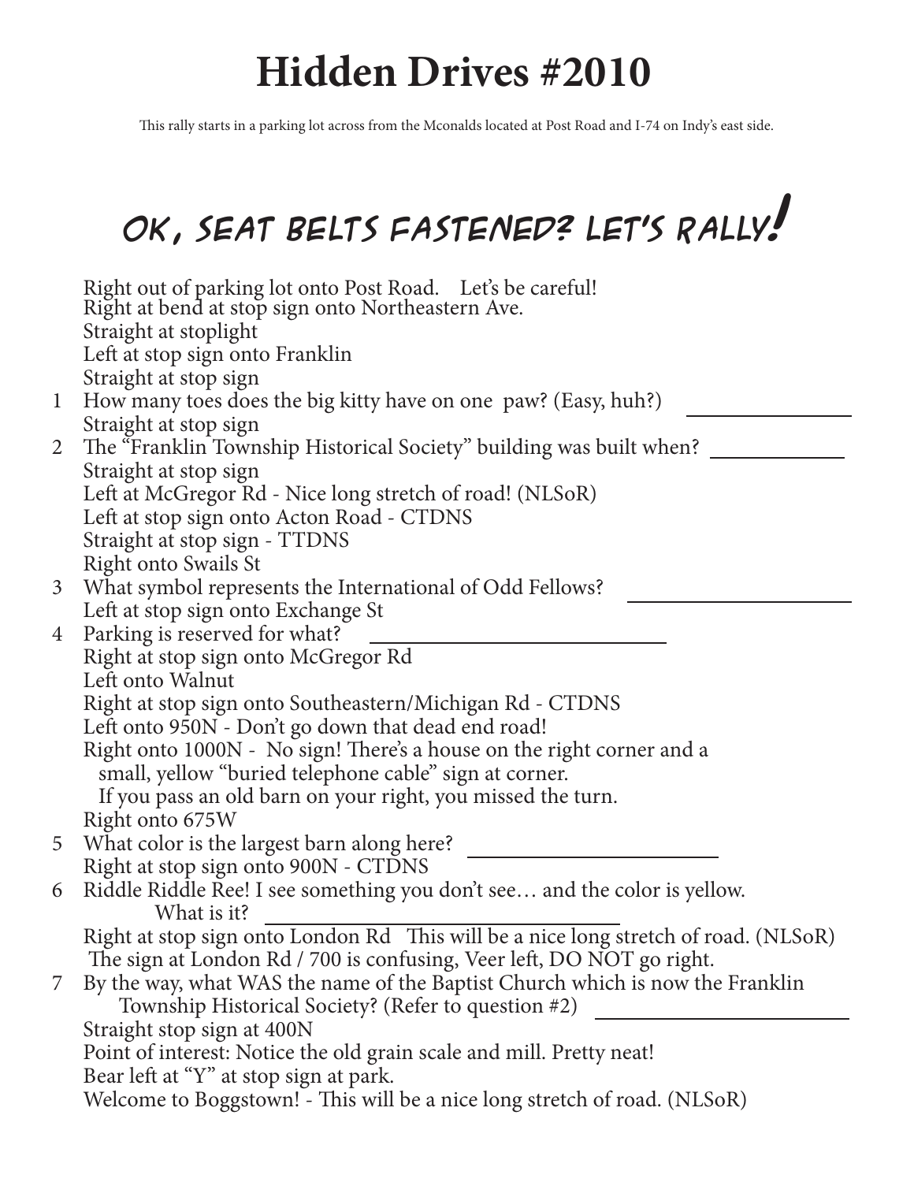# Hidden Drives #2010

This rally starts in a parking lot across from the Mconalds located at Post Road and I-74 on Indy's east side.

## OK, Seat belts fastened? Let's rally!

Right out of parking lot onto Post Road. Let's be careful!
Right at bend at stop sign onto Northeastern Ave.
Straight at stoplight
Left at stop sign onto Franklin
Straight at stop sign

1 How many toes does the big kitty have on one paw? (Easy, huh?) ______________

Straight at stop sign

2 The "Franklin Township Historical Society" building was built when? ______________

Straight at stop sign
Left at McGregor Rd - Nice long stretch of road! (NLSoR)
Left at stop sign onto Acton Road - CTDNS
Straight at stop sign - TTDNS
Right onto Swails St

3 What symbol represents the International of Odd Fellows? ______________

Left at stop sign onto Exchange St

4 Parking is reserved for what? ______________

Right at stop sign onto McGregor Rd
Left onto Walnut
Right at stop sign onto Southeastern/Michigan Rd - CTDNS
Left onto 950N - Don't go down that dead end road!
Right onto 1000N - No sign! There's a house on the right corner and a small, yellow "buried telephone cable" sign at corner. If you pass an old barn on your right, you missed the turn.
Right onto 675W

5 What color is the largest barn along here? ______________

Right at stop sign onto 900N - CTDNS

6 Riddle Riddle Ree! I see something you don't see… and the color is yellow. What is it? ______________

Right at stop sign onto London Rd This will be a nice long stretch of road. (NLSoR)
The sign at London Rd / 700 is confusing, Veer left, DO NOT go right.

7 By the way, what WAS the name of the Baptist Church which is now the Franklin Township Historical Society? (Refer to question #2) ______________

Straight stop sign at 400N
Point of interest: Notice the old grain scale and mill. Pretty neat!
Bear left at "Y" at stop sign at park.
Welcome to Boggstown! - This will be a nice long stretch of road. (NLSoR)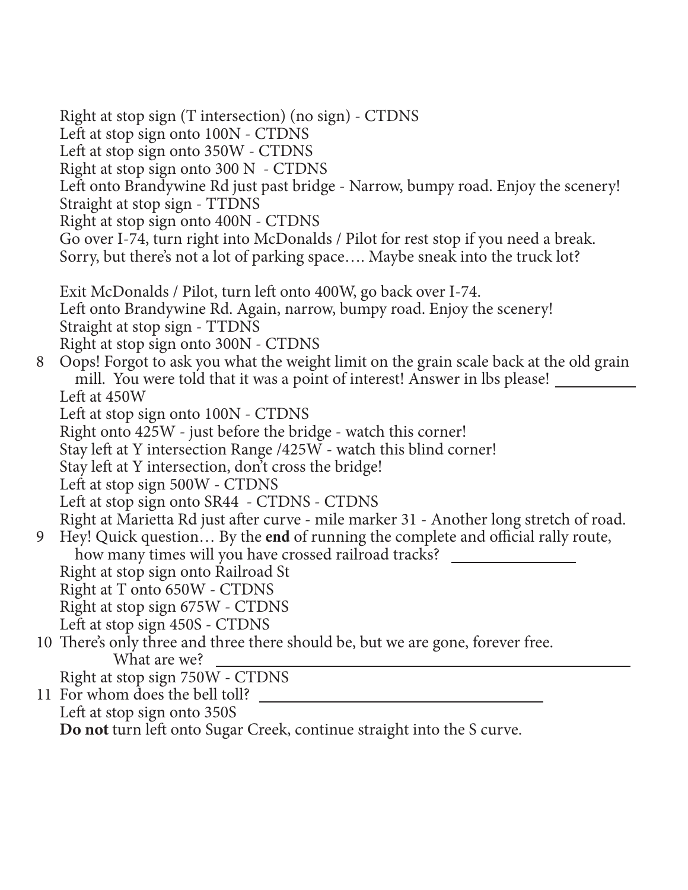Right at stop sign (T intersection) (no sign) - CTDNS
Left at stop sign onto 100N - CTDNS
Left at stop sign onto 350W - CTDNS
Right at stop sign onto 300 N - CTDNS
Left onto Brandywine Rd just past bridge - Narrow, bumpy road. Enjoy the scenery!
Straight at stop sign - TTDNS
Right at stop sign onto 400N - CTDNS
Go over I-74, turn right into McDonalds / Pilot for rest stop if you need a break.
Sorry, but there's not a lot of parking space…. Maybe sneak into the truck lot?

Exit McDonalds / Pilot, turn left onto 400W, go back over I-74.
Left onto Brandywine Rd. Again, narrow, bumpy road. Enjoy the scenery!
Straight at stop sign - TTDNS
Right at stop sign onto 300N - CTDNS

8 Oops! Forgot to ask you what the weight limit on the grain scale back at the old grain mill. You were told that it was a point of interest! Answer in lbs please! __________

Left at 450W
Left at stop sign onto 100N - CTDNS
Right onto 425W - just before the bridge - watch this corner!
Stay left at Y intersection Range /425W - watch this blind corner!
Stay left at Y intersection, don't cross the bridge!
Left at stop sign 500W - CTDNS
Left at stop sign onto SR44 - CTDNS - CTDNS
Right at Marietta Rd just after curve - mile marker 31 - Another long stretch of road.

9 Hey! Quick question… By the **end** of running the complete and official rally route, how many times will you have crossed railroad tracks? ______________

Right at stop sign onto Railroad St
Right at T onto 650W - CTDNS
Right at stop sign 675W - CTDNS
Left at stop sign 450S - CTDNS

10 There's only three and three there should be, but we are gone, forever free. What are we? ______________________________________________

Right at stop sign 750W - CTDNS

11 For whom does the bell toll? ________________________________

Left at stop sign onto 350S
**Do not** turn left onto Sugar Creek, continue straight into the S curve.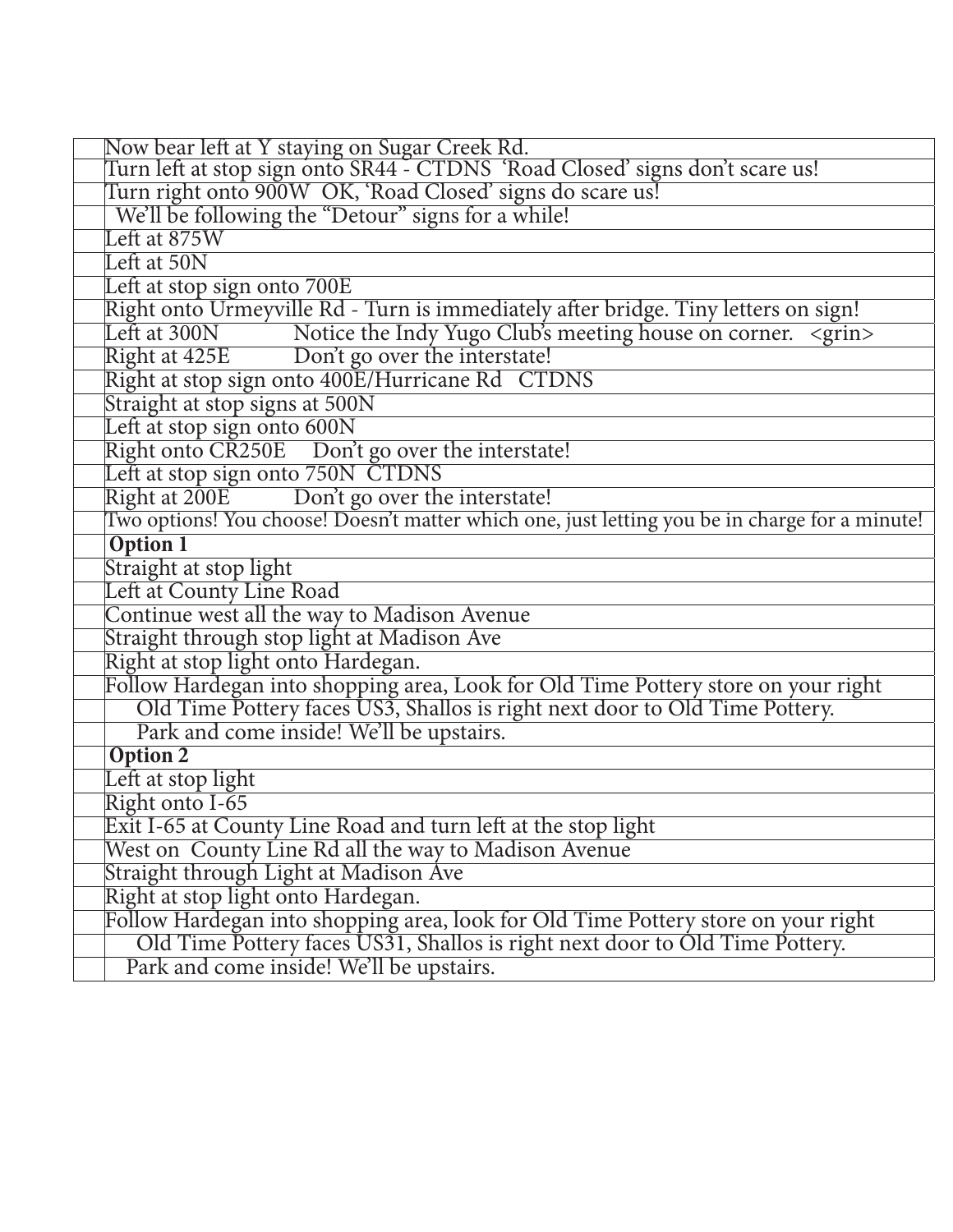| | |
|---|---|
| | Now bear left at Y staying on Sugar Creek Rd. |
| | Turn left at stop sign onto SR44 - CTDNS 'Road Closed' signs don't scare us! |
| | Turn right onto 900W OK, 'Road Closed' signs do scare us! |
| | We'll be following the "Detour" signs for a while! |
| | Left at 875W |
| | Left at 50N |
| | Left at stop sign onto 700E |
| | Right onto Urmeyville Rd - Turn is immediately after bridge. Tiny letters on sign! |
| | Left at 300N Notice the Indy Yugo Club's meeting house on corner. <grin> |
| | Right at 425E Don't go over the interstate! |
| | Right at stop sign onto 400E/Hurricane Rd CTDNS |
| | Straight at stop signs at 500N |
| | Left at stop sign onto 600N |
| | Right onto CR250E Don't go over the interstate! |
| | Left at stop sign onto 750N CTDNS |
| | Right at 200E Don't go over the interstate! |
| | Two options! You choose! Doesn't matter which one, just letting you be in charge for a minute! |
| | **Option 1** |
| | Straight at stop light |
| | Left at County Line Road |
| | Continue west all the way to Madison Avenue |
| | Straight through stop light at Madison Ave |
| | Right at stop light onto Hardegan. |
| | Follow Hardegan into shopping area, Look for Old Time Pottery store on your right |
| | Old Time Pottery faces US3, Shallos is right next door to Old Time Pottery. |
| | Park and come inside! We'll be upstairs. |
| | **Option 2** |
| | Left at stop light |
| | Right onto I-65 |
| | Exit I-65 at County Line Road and turn left at the stop light |
| | West on County Line Rd all the way to Madison Avenue |
| | Straight through Light at Madison Ave |
| | Right at stop light onto Hardegan. |
| | Follow Hardegan into shopping area, look for Old Time Pottery store on your right |
| | Old Time Pottery faces US31, Shallos is right next door to Old Time Pottery. |
| | Park and come inside! We'll be upstairs. |